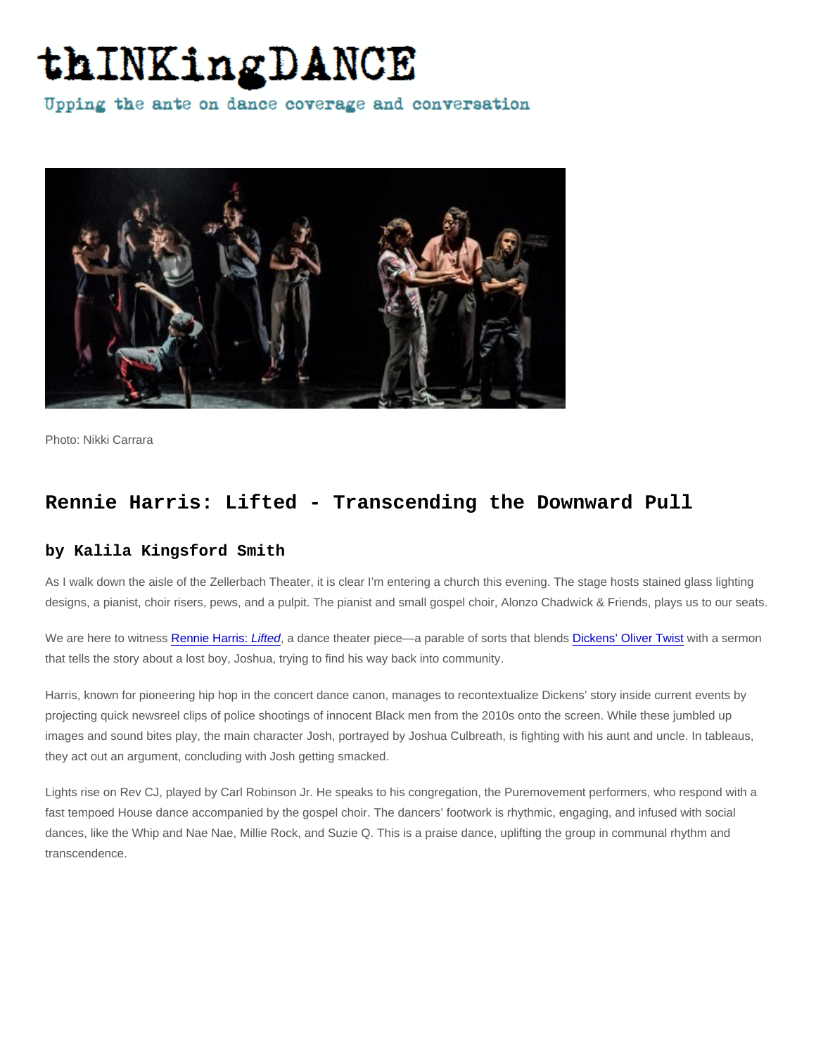# thINKingDANCE

Upping the ante on dance coverage and conversation

Photo: Nikki Carrara

## Rennie Harris: Lifted - Transcending the Downward Pull

### by Kalila Kingsford Smith

As I walk down the aisle of the Zellerbach Theater, it is clear I'm entering a church this evening. The stage hosts stained glass lighting designs, a pianist, choir risers, pews, and a pulpit. The pianist and small gospel choir, Alonzo Chadwick & Friends, plays us to our seats.

We are here to witness Rennie Harris: *Lifted*, a dance theater piece—a parable of sorts that blends Dickens' Oliver Twist with a sermon that tells the story about a lost boy, Joshua, trying to find his way back into community.

Harris, known for pioneering hip hop in the concert dance canon, manages to recontextualize Dickens' story inside current events by projecting quick newsreel clips of police shootings of innocent Black men from the 2010s onto the screen. While these jumbled up images and sound bites play, the main character Josh, portrayed by Joshua Culbreath, is fighting with his aunt and uncle. In tableaus, they act out an argument, concluding with Josh getting smacked.

Lights rise on Rev CJ, played by Carl Robinson Jr. He speaks to his congregation, the Puremovement performers, who respond with a fast tempoed House dance accompanied by the gospel choir. The dancers' footwork is rhythmic, engaging, and infused with social dances, like the Whip and Nae Nae, Millie Rock, and Suzie Q. This is a praise dance, uplifting the group in communal rhythm and transcendence.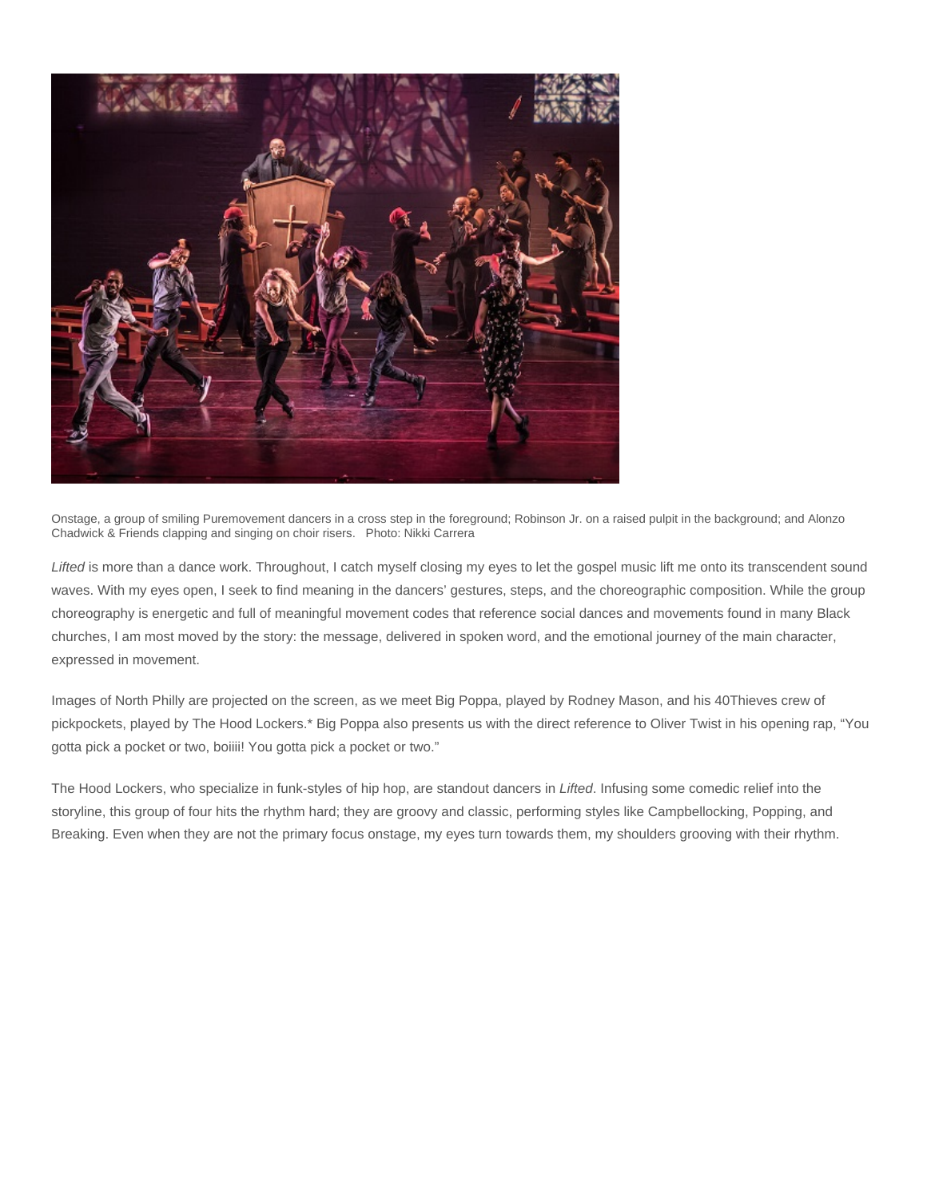Onstage, a group of smiling Puremovement dancers in a cross step in the foreground; Robinson Jr. on a raised pulpit in the background; and Alonzo Chadwick & Friends clapping and singing on choir risers.   Photo: Nikki Carrera

*Lifted* is more than a dance work. Throughout, I catch myself closing my eyes to let the gospel music lift me onto its transcendent sound waves. With my eyes open, I seek to find meaning in the dancers' gestures, steps, and the choreographic composition. While the group choreography is energetic and full of meaningful movement codes that reference social dances and movements found in many Black churches, I am most moved by the story: the message, delivered in spoken word, and the emotional journey of the main character, expressed in movement.

Images of North Philly are projected on the screen, as we meet Big Poppa, played by Rodney Mason, and his 40Thieves crew of pickpockets, played by The Hood Lockers.* Big Poppa also presents us with the direct reference to Oliver Twist in his opening rap, "You gotta pick a pocket or two, boiiii! You gotta pick a pocket or two."

The Hood Lockers, who specialize in funk-styles of hip hop, are standout dancers in *Lifted*. Infusing some comedic relief into the storyline, this group of four hits the rhythm hard; they are groovy and classic, performing styles like Campbellocking, Popping, and Breaking. Even when they are not the primary focus onstage, my eyes turn towards them, my shoulders grooving with their rhythm.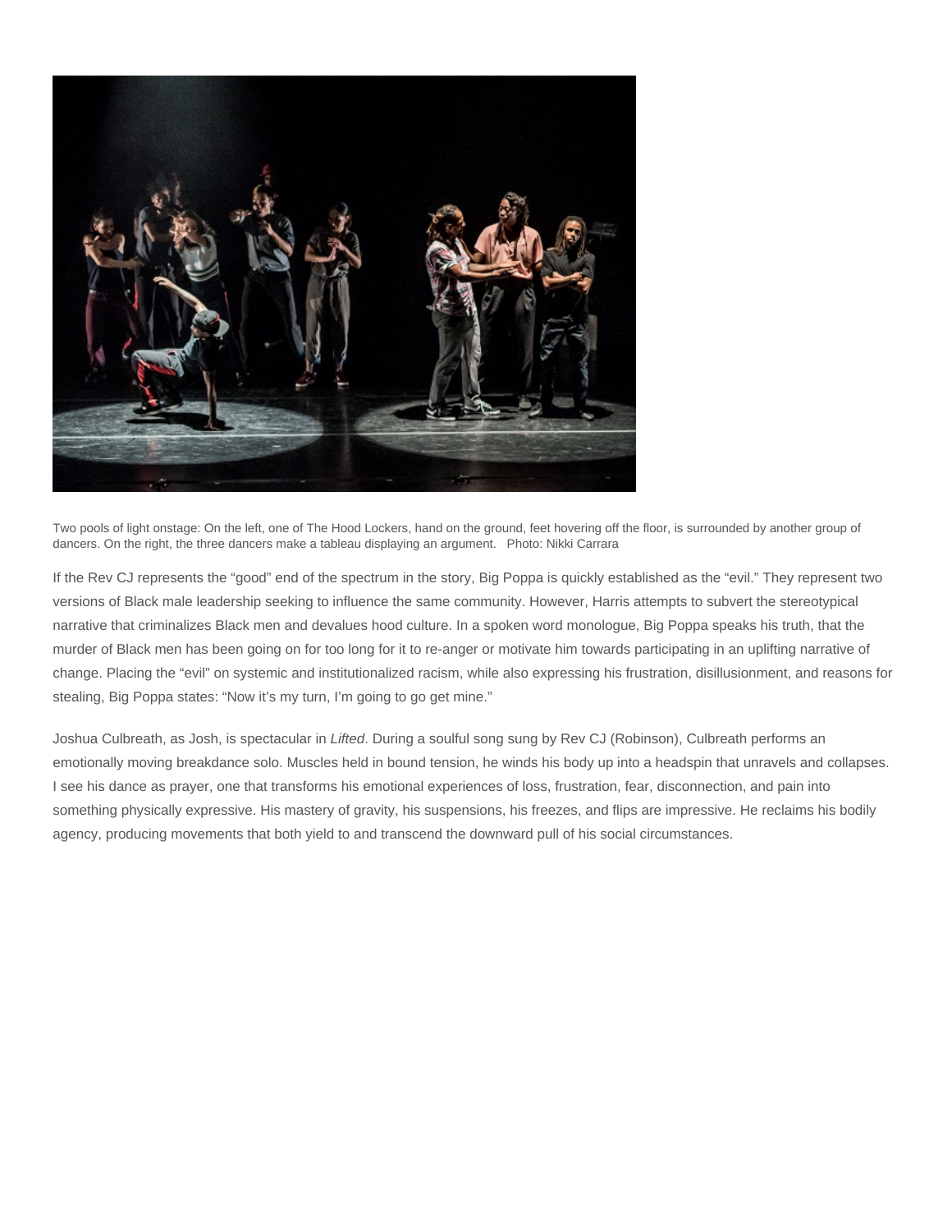Two pools of light onstage: On the left, one of The Hood Lockers, hand on the ground, feet hovering off the floor, is surrounded by another group of dancers. On the right, the three dancers make a tableau displaying an argument.   Photo: Nikki Carrara

If the Rev CJ represents the "good" end of the spectrum in the story, Big Poppa is quickly established as the "evil." They represent two versions of Black male leadership seeking to influence the same community. However, Harris attempts to subvert the stereotypical narrative that criminalizes Black men and devalues hood culture. In a spoken word monologue, Big Poppa speaks his truth, that the murder of Black men has been going on for too long for it to re-anger or motivate him towards participating in an uplifting narrative of change. Placing the "evil" on systemic and institutionalized racism, while also expressing his frustration, disillusionment, and reasons for stealing, Big Poppa states: "Now it's my turn, I'm going to go get mine."

Joshua Culbreath, as Josh, is spectacular in *Lifted*. During a soulful song sung by Rev CJ (Robinson), Culbreath performs an emotionally moving breakdance solo. Muscles held in bound tension, he winds his body up into a headspin that unravels and collapses. I see his dance as prayer, one that transforms his emotional experiences of loss, frustration, fear, disconnection, and pain into something physically expressive. His mastery of gravity, his suspensions, his freezes, and flips are impressive. He reclaims his bodily agency, producing movements that both yield to and transcend the downward pull of his social circumstances.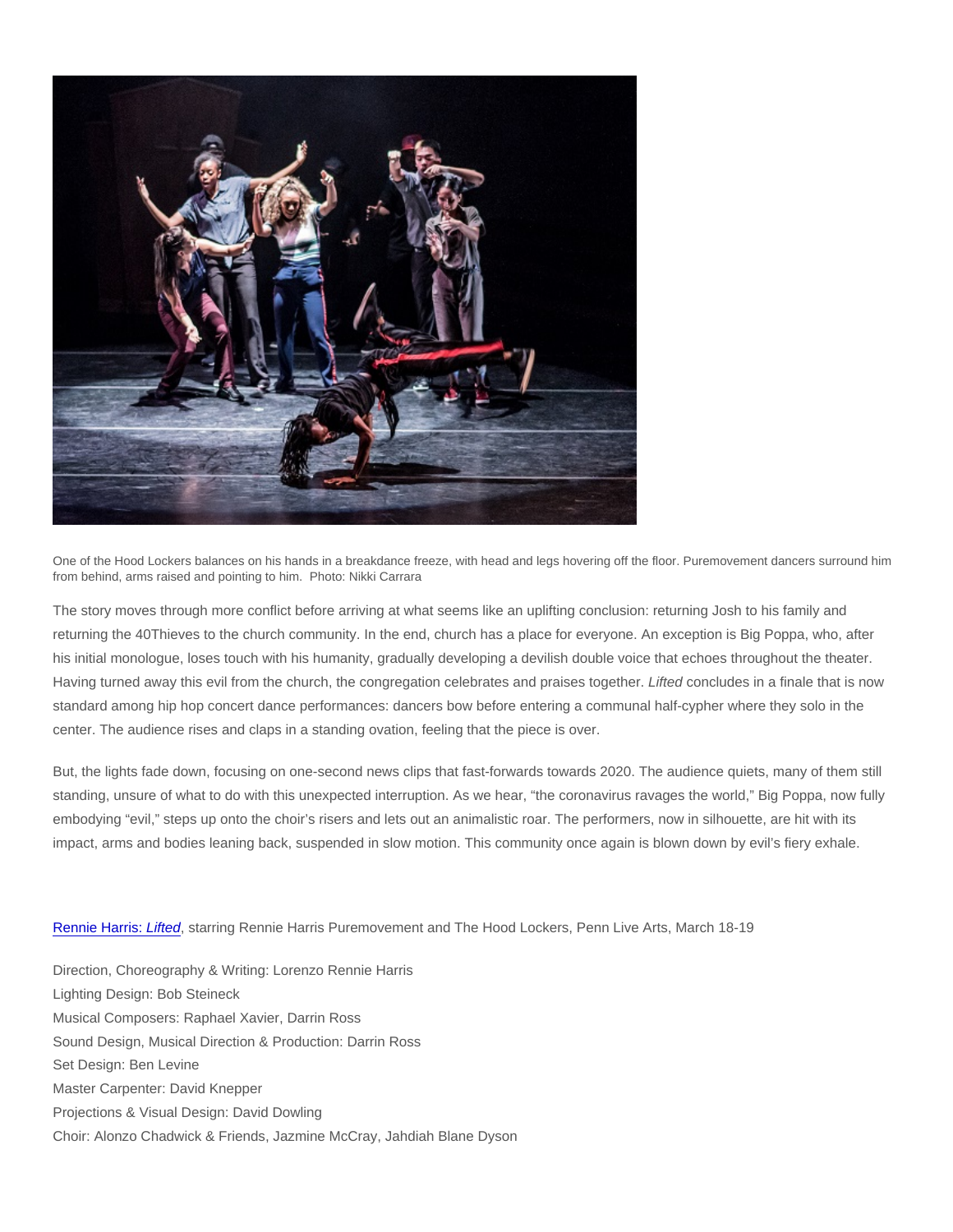One of the Hood Lockers balances on his hands in a breakdance freeze, with head and legs hovering off the floor. Puremovement dancers surround him from behind, arms raised and pointing to him.  Photo: Nikki Carrara

The story moves through more conflict before arriving at what seems like an uplifting conclusion: returning Josh to his family and returning the 40Thieves to the church community. In the end, church has a place for everyone. An exception is Big Poppa, who, after his initial monologue, loses touch with his humanity, gradually developing a devilish double voice that echoes throughout the theater. Having turned away this evil from the church, the congregation celebrates and praises together. *Lifted* concludes in a finale that is now standard among hip hop concert dance performances: dancers bow before entering a communal half-cypher where they solo in the center. The audience rises and claps in a standing ovation, feeling that the piece is over.

But, the lights fade down, focusing on one-second news clips that fast-forwards towards 2020. The audience quiets, many of them still standing, unsure of what to do with this unexpected interruption. As we hear, "the coronavirus ravages the world," Big Poppa, now fully embodying "evil," steps up onto the choir's risers and lets out an animalistic roar. The performers, now in silhouette, are hit with its impact, arms and bodies leaning back, suspended in slow motion. This community once again is blown down by evil's fiery exhale.

[Rennie Harris: *Lifted*], starring Rennie Harris Puremovement and The Hood Lockers, Penn Live Arts, March 18-19

Direction, Choreography & Writing: Lorenzo Rennie Harris
Lighting Design: Bob Steineck
Musical Composers: Raphael Xavier, Darrin Ross
Sound Design, Musical Direction & Production: Darrin Ross
Set Design: Ben Levine
Master Carpenter: David Knepper
Projections & Visual Design: David Dowling
Choir: Alonzo Chadwick & Friends, Jazmine McCray, Jahdiah Blane Dyson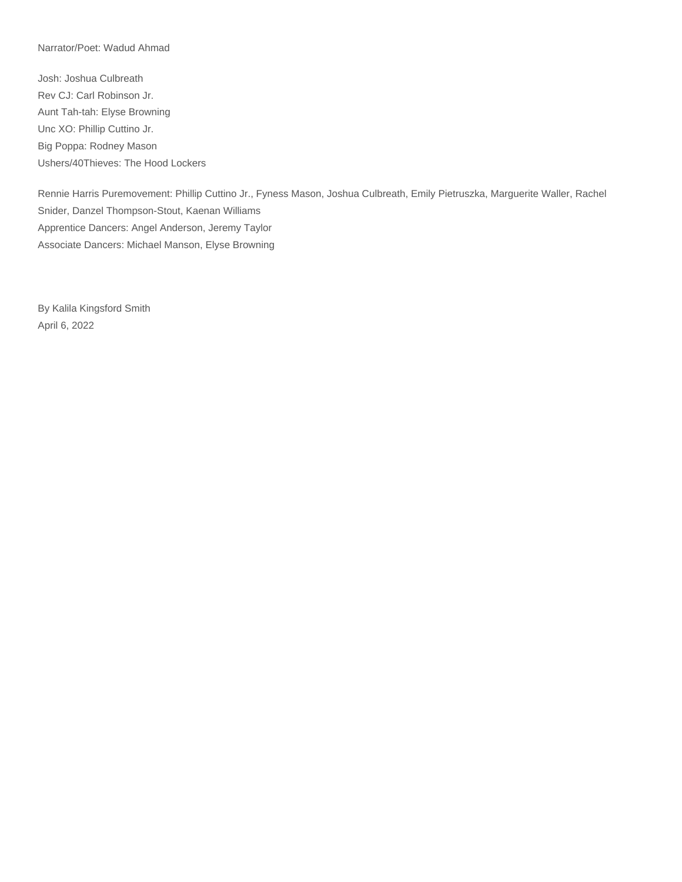Narrator/Poet: Wadud Ahmad

Josh: Joshua Culbreath
Rev CJ: Carl Robinson Jr.
Aunt Tah-tah: Elyse Browning
Unc XO: Phillip Cuttino Jr.
Big Poppa: Rodney Mason
Ushers/40Thieves: The Hood Lockers

Rennie Harris Puremovement: Phillip Cuttino Jr., Fyness Mason, Joshua Culbreath, Emily Pietruszka, Marguerite Waller, Rachel Snider, Danzel Thompson-Stout, Kaenan Williams
Apprentice Dancers: Angel Anderson, Jeremy Taylor
Associate Dancers: Michael Manson, Elyse Browning

By Kalila Kingsford Smith
April 6, 2022